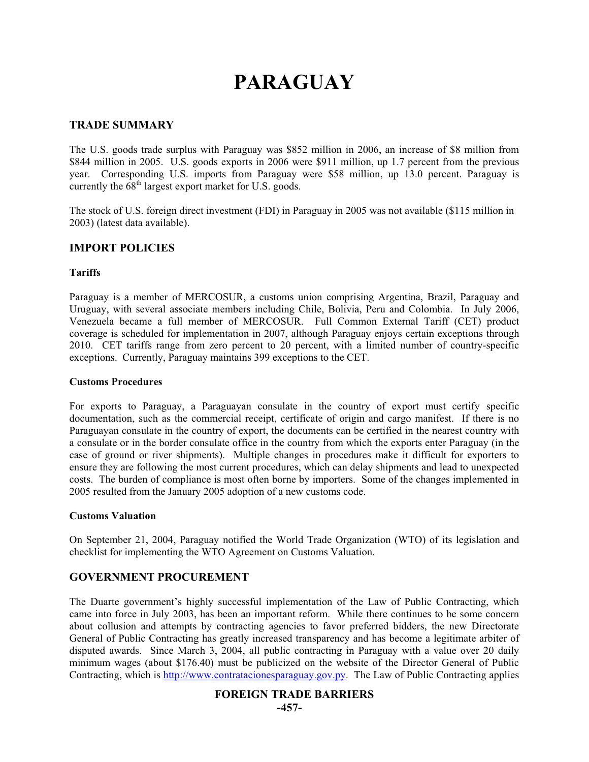# PARAGUAY

## TRADE SUMMARY

The U.S. goods trade surplus with Paraguay was $852 million in 2006, an increase of $8 million from $844 million in 2005. U.S. goods exports in 2006 were $911 million, up 1.7 percent from the previous year. Corresponding U.S. imports from Paraguay were $58 million, up 13.0 percent. Paraguay is currently the 68th largest export market for U.S. goods.

The stock of U.S. foreign direct investment (FDI) in Paraguay in 2005 was not available ($115 million in 2003) (latest data available).

## IMPORT POLICIES

### Tariffs

Paraguay is a member of MERCOSUR, a customs union comprising Argentina, Brazil, Paraguay and Uruguay, with several associate members including Chile, Bolivia, Peru and Colombia. In July 2006, Venezuela became a full member of MERCOSUR. Full Common External Tariff (CET) product coverage is scheduled for implementation in 2007, although Paraguay enjoys certain exceptions through 2010. CET tariffs range from zero percent to 20 percent, with a limited number of country-specific exceptions. Currently, Paraguay maintains 399 exceptions to the CET.

### Customs Procedures

For exports to Paraguay, a Paraguayan consulate in the country of export must certify specific documentation, such as the commercial receipt, certificate of origin and cargo manifest. If there is no Paraguayan consulate in the country of export, the documents can be certified in the nearest country with a consulate or in the border consulate office in the country from which the exports enter Paraguay (in the case of ground or river shipments). Multiple changes in procedures make it difficult for exporters to ensure they are following the most current procedures, which can delay shipments and lead to unexpected costs. The burden of compliance is most often borne by importers. Some of the changes implemented in 2005 resulted from the January 2005 adoption of a new customs code.

### Customs Valuation

On September 21, 2004, Paraguay notified the World Trade Organization (WTO) of its legislation and checklist for implementing the WTO Agreement on Customs Valuation.

## GOVERNMENT PROCUREMENT

The Duarte government's highly successful implementation of the Law of Public Contracting, which came into force in July 2003, has been an important reform. While there continues to be some concern about collusion and attempts by contracting agencies to favor preferred bidders, the new Directorate General of Public Contracting has greatly increased transparency and has become a legitimate arbiter of disputed awards. Since March 3, 2004, all public contracting in Paraguay with a value over 20 daily minimum wages (about $176.40) must be publicized on the website of the Director General of Public Contracting, which is http://www.contratacionesparaguay.gov.py. The Law of Public Contracting applies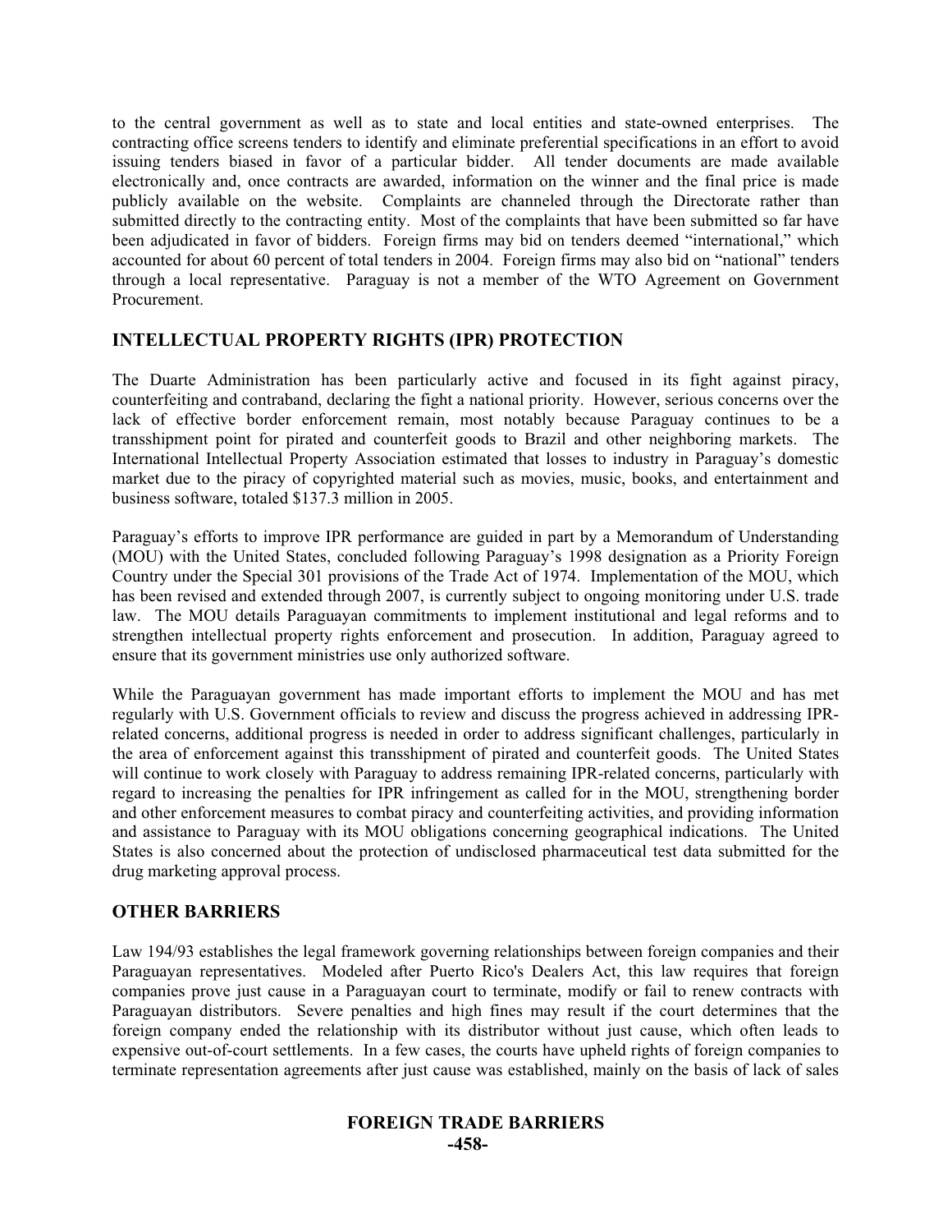to the central government as well as to state and local entities and state-owned enterprises. The contracting office screens tenders to identify and eliminate preferential specifications in an effort to avoid issuing tenders biased in favor of a particular bidder. All tender documents are made available electronically and, once contracts are awarded, information on the winner and the final price is made publicly available on the website. Complaints are channeled through the Directorate rather than submitted directly to the contracting entity. Most of the complaints that have been submitted so far have been adjudicated in favor of bidders. Foreign firms may bid on tenders deemed "international," which accounted for about 60 percent of total tenders in 2004. Foreign firms may also bid on "national" tenders through a local representative. Paraguay is not a member of the WTO Agreement on Government Procurement.

## INTELLECTUAL PROPERTY RIGHTS (IPR) PROTECTION

The Duarte Administration has been particularly active and focused in its fight against piracy, counterfeiting and contraband, declaring the fight a national priority. However, serious concerns over the lack of effective border enforcement remain, most notably because Paraguay continues to be a transshipment point for pirated and counterfeit goods to Brazil and other neighboring markets. The International Intellectual Property Association estimated that losses to industry in Paraguay's domestic market due to the piracy of copyrighted material such as movies, music, books, and entertainment and business software, totaled $137.3 million in 2005.

Paraguay's efforts to improve IPR performance are guided in part by a Memorandum of Understanding (MOU) with the United States, concluded following Paraguay's 1998 designation as a Priority Foreign Country under the Special 301 provisions of the Trade Act of 1974. Implementation of the MOU, which has been revised and extended through 2007, is currently subject to ongoing monitoring under U.S. trade law. The MOU details Paraguayan commitments to implement institutional and legal reforms and to strengthen intellectual property rights enforcement and prosecution. In addition, Paraguay agreed to ensure that its government ministries use only authorized software.

While the Paraguayan government has made important efforts to implement the MOU and has met regularly with U.S. Government officials to review and discuss the progress achieved in addressing IPR-related concerns, additional progress is needed in order to address significant challenges, particularly in the area of enforcement against this transshipment of pirated and counterfeit goods. The United States will continue to work closely with Paraguay to address remaining IPR-related concerns, particularly with regard to increasing the penalties for IPR infringement as called for in the MOU, strengthening border and other enforcement measures to combat piracy and counterfeiting activities, and providing information and assistance to Paraguay with its MOU obligations concerning geographical indications. The United States is also concerned about the protection of undisclosed pharmaceutical test data submitted for the drug marketing approval process.

## OTHER BARRIERS

Law 194/93 establishes the legal framework governing relationships between foreign companies and their Paraguayan representatives. Modeled after Puerto Rico's Dealers Act, this law requires that foreign companies prove just cause in a Paraguayan court to terminate, modify or fail to renew contracts with Paraguayan distributors. Severe penalties and high fines may result if the court determines that the foreign company ended the relationship with its distributor without just cause, which often leads to expensive out-of-court settlements. In a few cases, the courts have upheld rights of foreign companies to terminate representation agreements after just cause was established, mainly on the basis of lack of sales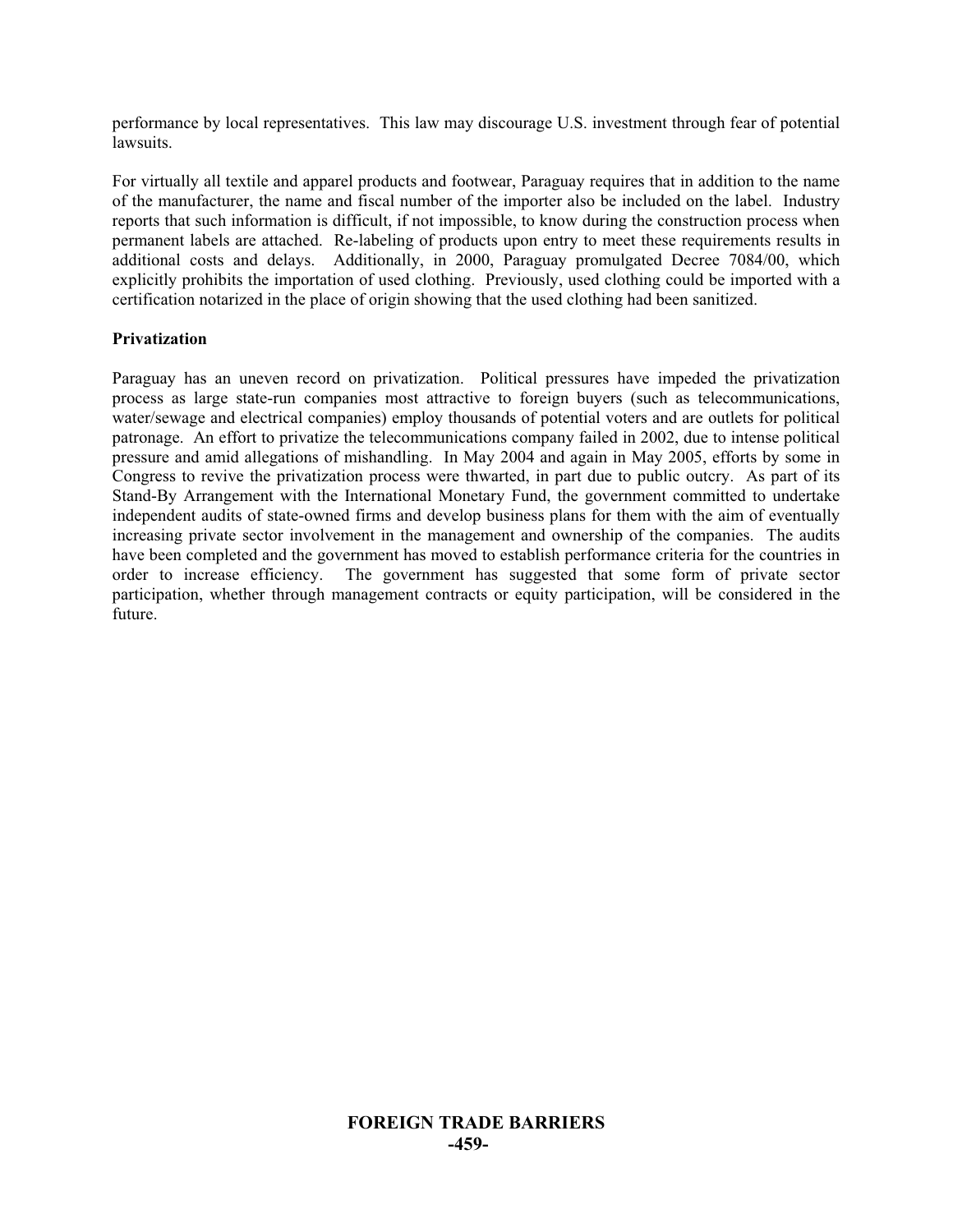performance by local representatives. This law may discourage U.S. investment through fear of potential lawsuits.

For virtually all textile and apparel products and footwear, Paraguay requires that in addition to the name of the manufacturer, the name and fiscal number of the importer also be included on the label. Industry reports that such information is difficult, if not impossible, to know during the construction process when permanent labels are attached. Re-labeling of products upon entry to meet these requirements results in additional costs and delays. Additionally, in 2000, Paraguay promulgated Decree 7084/00, which explicitly prohibits the importation of used clothing. Previously, used clothing could be imported with a certification notarized in the place of origin showing that the used clothing had been sanitized.

**Privatization**

Paraguay has an uneven record on privatization. Political pressures have impeded the privatization process as large state-run companies most attractive to foreign buyers (such as telecommunications, water/sewage and electrical companies) employ thousands of potential voters and are outlets for political patronage. An effort to privatize the telecommunications company failed in 2002, due to intense political pressure and amid allegations of mishandling. In May 2004 and again in May 2005, efforts by some in Congress to revive the privatization process were thwarted, in part due to public outcry. As part of its Stand-By Arrangement with the International Monetary Fund, the government committed to undertake independent audits of state-owned firms and develop business plans for them with the aim of eventually increasing private sector involvement in the management and ownership of the companies. The audits have been completed and the government has moved to establish performance criteria for the countries in order to increase efficiency. The government has suggested that some form of private sector participation, whether through management contracts or equity participation, will be considered in the future.